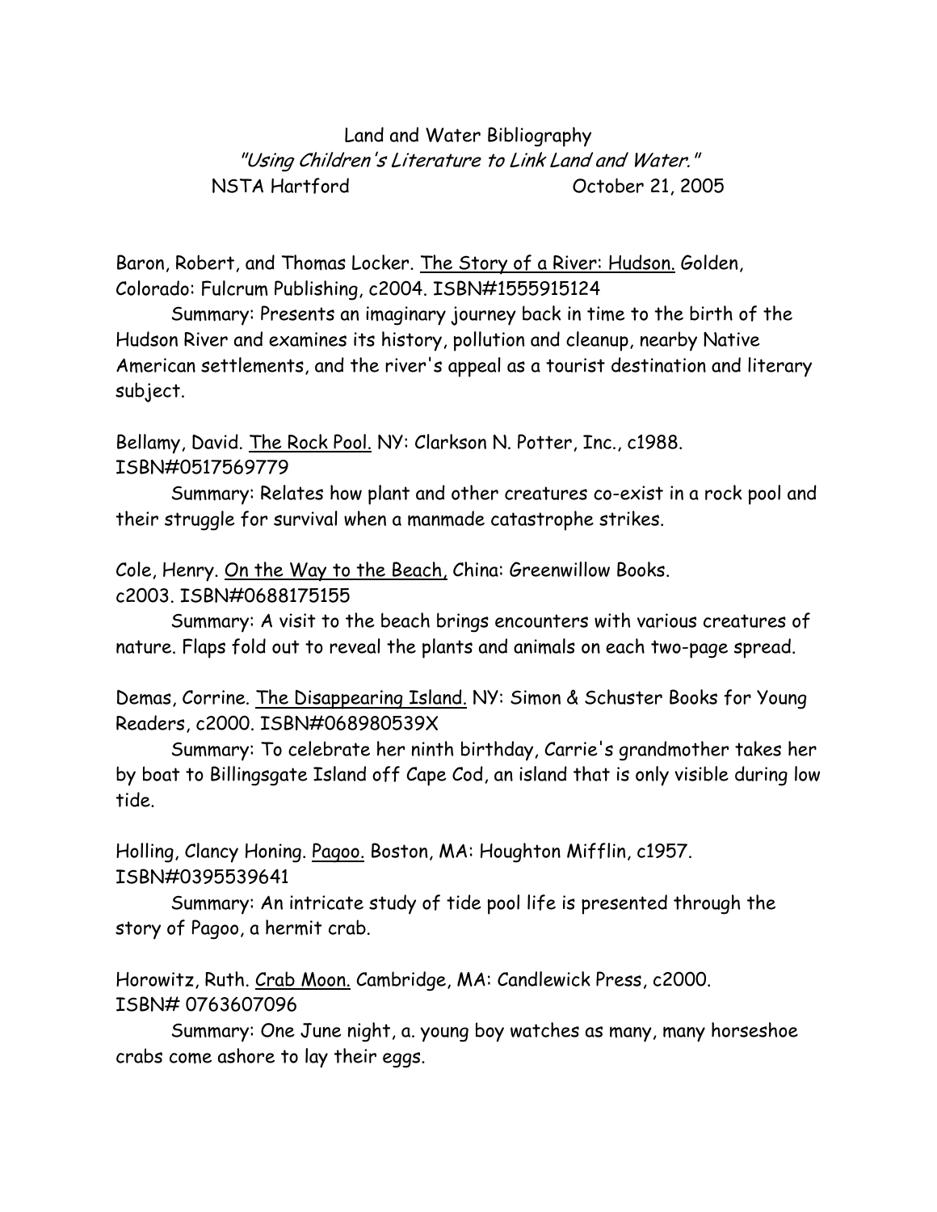# Land and Water Bibliography

*"Using Children's Literature to Link Land and Water."*

NSTA Hartford October 21, 2005

Baron, Robert, and Thomas Locker. The Story of a River: Hudson. Golden, Colorado: Fulcrum Publishing, c2004. ISBN#1555915124

Summary: Presents an imaginary journey back in time to the birth of the Hudson River and examines its history, pollution and cleanup, nearby Native American settlements, and the river's appeal as a tourist destination and literary subject.

Bellamy, David. The Rock Pool. NY: Clarkson N. Potter, Inc., c1988. ISBN#0517569779

Summary: Relates how plant and other creatures co-exist in a rock pool and their struggle for survival when a manmade catastrophe strikes.

Cole, Henry. On the Way to the Beach, China: Greenwillow Books. c2003. ISBN#0688175155

Summary: A visit to the beach brings encounters with various creatures of nature. Flaps fold out to reveal the plants and animals on each two-page spread.

Demas, Corrine. The Disappearing Island. NY: Simon & Schuster Books for Young Readers, c2000. ISBN#068980539X

Summary: To celebrate her ninth birthday, Carrie's grandmother takes her by boat to Billingsgate Island off Cape Cod, an island that is only visible during low tide.

Holling, Clancy Honing. Pagoo. Boston, MA: Houghton Mifflin, c1957. ISBN#0395539641

Summary: An intricate study of tide pool life is presented through the story of Pagoo, a hermit crab.

Horowitz, Ruth. Crab Moon. Cambridge, MA: Candlewick Press, c2000. ISBN# 0763607096

Summary: One June night, a. young boy watches as many, many horseshoe crabs come ashore to lay their eggs.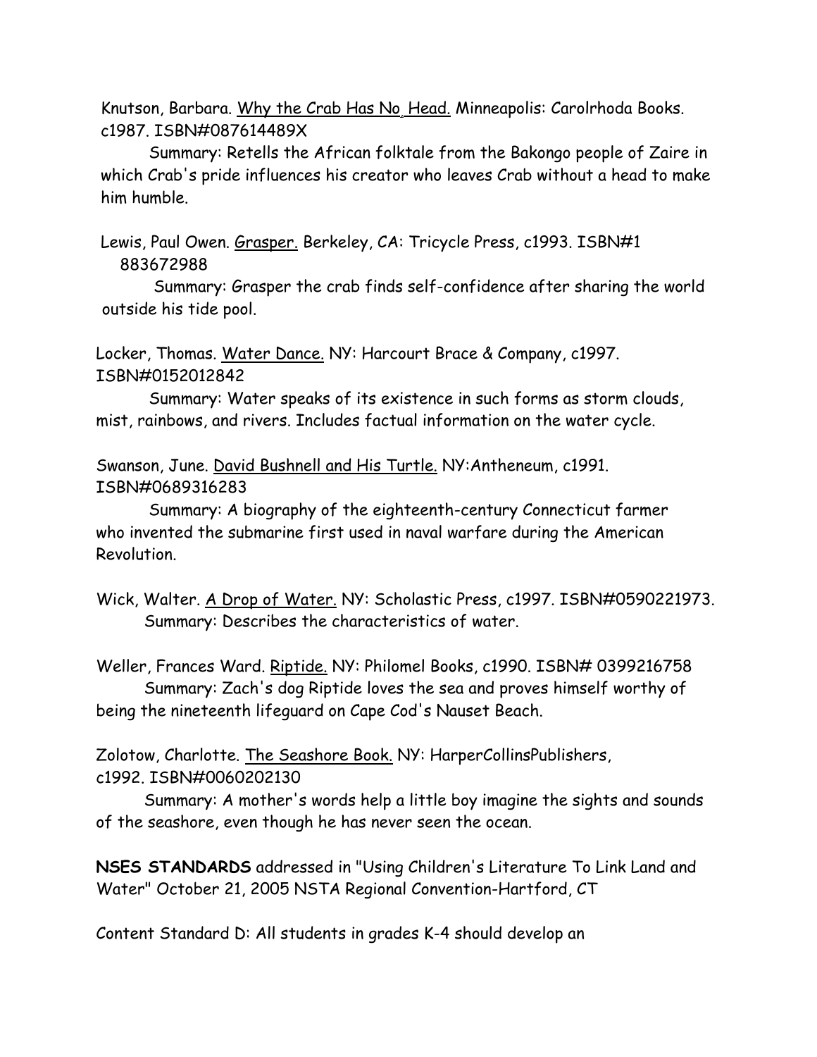Knutson, Barbara. Why the Crab Has No, Head. Minneapolis: Carolrhoda Books. c1987. ISBN#087614489X

Summary: Retells the African folktale from the Bakongo people of Zaire in which Crab's pride influences his creator who leaves Crab without a head to make him humble.

Lewis, Paul Owen. Grasper. Berkeley, CA: Tricycle Press, c1993. ISBN#1 883672988

Summary: Grasper the crab finds self-confidence after sharing the world outside his tide pool.

Locker, Thomas. Water Dance. NY: Harcourt Brace & Company, c1997. ISBN#0152012842

Summary: Water speaks of its existence in such forms as storm clouds, mist, rainbows, and rivers. Includes factual information on the water cycle.

Swanson, June. David Bushnell and His Turtle. NY:Antheneum, c1991. ISBN#0689316283

Summary: A biography of the eighteenth-century Connecticut farmer who invented the submarine first used in naval warfare during the American Revolution.

Wick, Walter. A Drop of Water. NY: Scholastic Press, c1997. ISBN#0590221973.

Summary: Describes the characteristics of water.

Weller, Frances Ward. Riptide. NY: Philomel Books, c1990. ISBN# 0399216758

Summary: Zach's dog Riptide loves the sea and proves himself worthy of being the nineteenth lifeguard on Cape Cod's Nauset Beach.

Zolotow, Charlotte. The Seashore Book. NY: HarperCollinsPublishers, c1992. ISBN#0060202130

Summary: A mother's words help a little boy imagine the sights and sounds of the seashore, even though he has never seen the ocean.

**NSES STANDARDS** addressed in "Using Children's Literature To Link Land and Water" October 21, 2005 NSTA Regional Convention-Hartford, CT

Content Standard D: All students in grades K-4 should develop an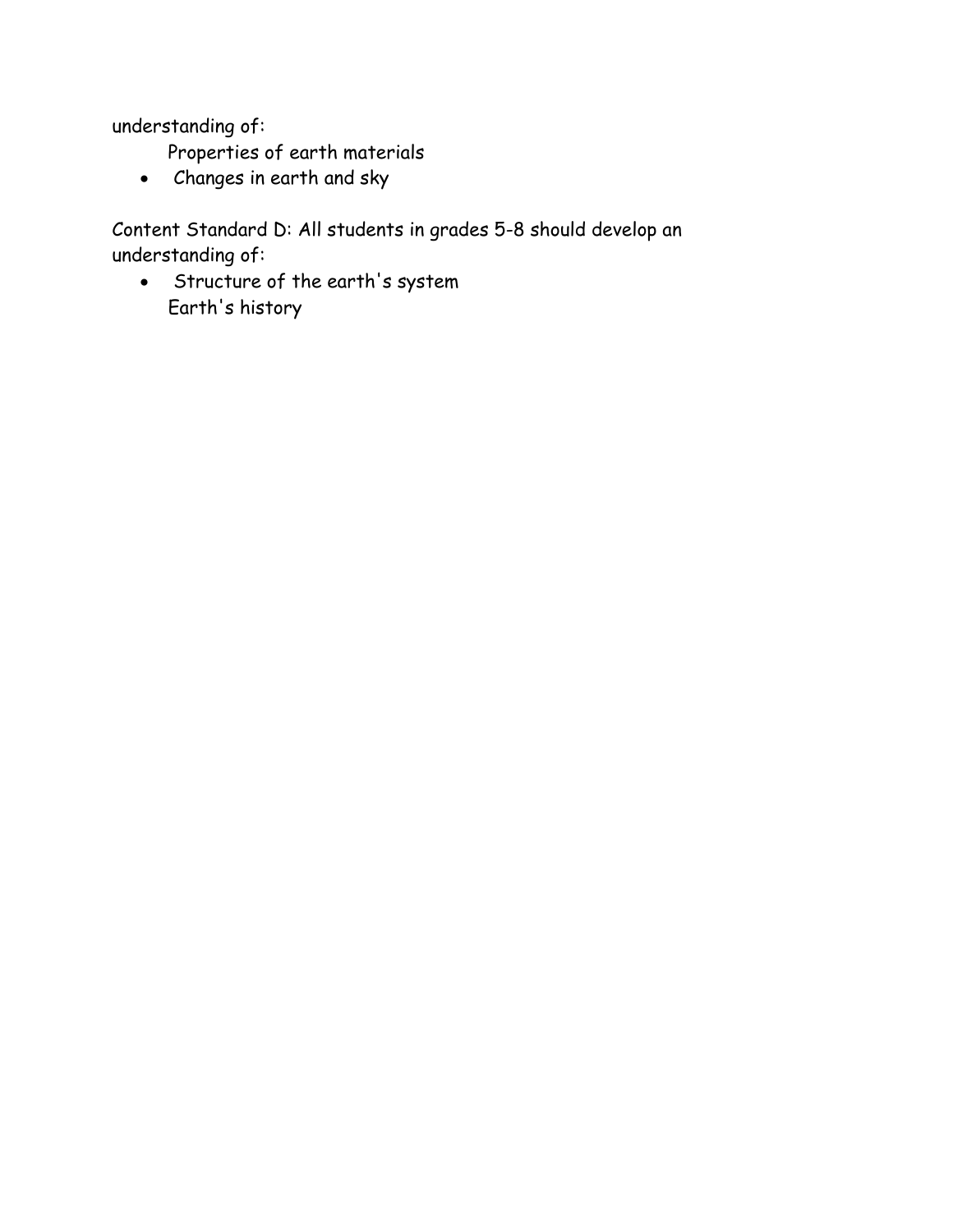understanding of:

- Properties of earth materials
- Changes in earth and sky

Content Standard D: All students in grades 5-8 should develop an understanding of:

- Structure of the earth's system
- Earth's history